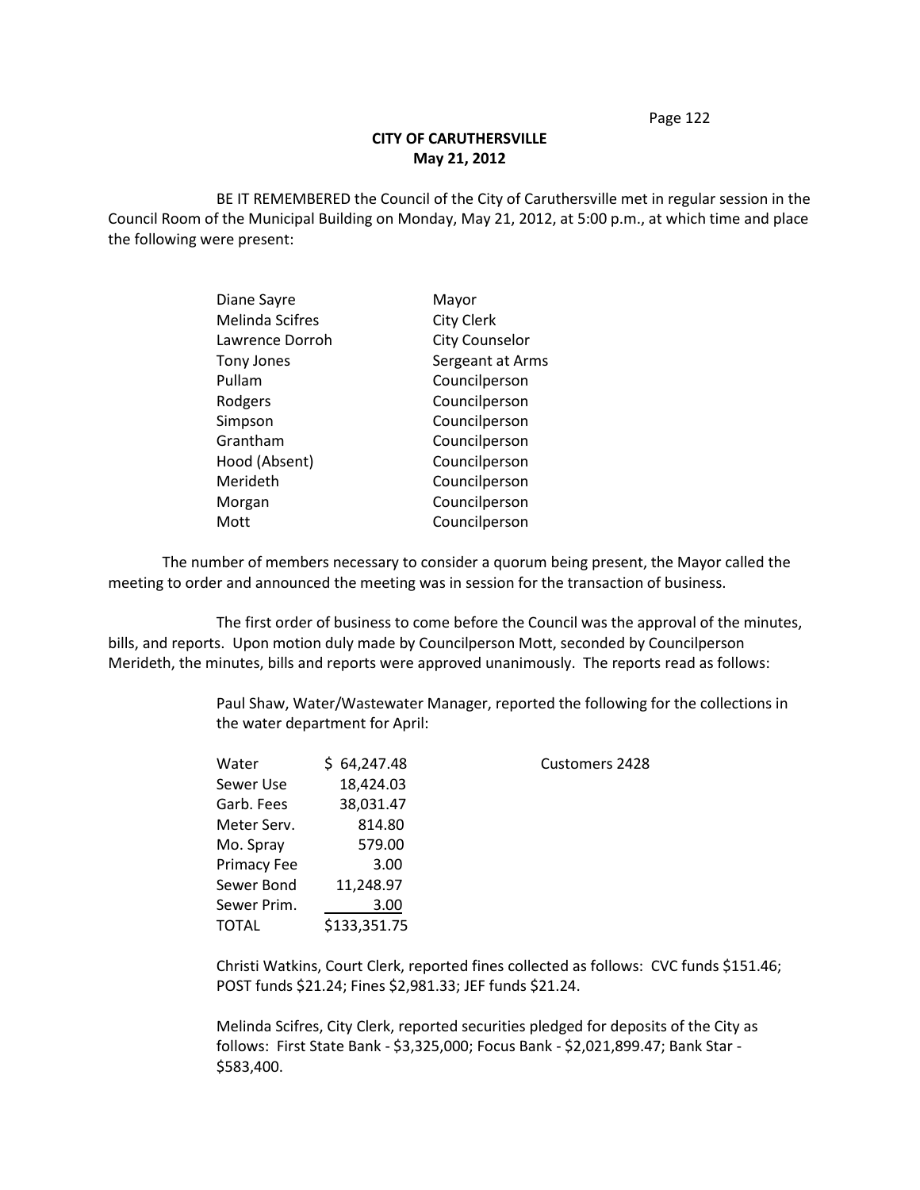# CITY OF CARUTHERSVILLE
## May 21, 2012

BE IT REMEMBERED the Council of the City of Caruthersville met in regular session in the Council Room of the Municipal Building on Monday, May 21, 2012, at 5:00 p.m., at which time and place the following were present:

| | |
|---|---|
| Diane Sayre | Mayor |
| Melinda Scifres | City Clerk |
| Lawrence Dorroh | City Counselor |
| Tony Jones | Sergeant at Arms |
| Pullam | Councilperson |
| Rodgers | Councilperson |
| Simpson | Councilperson |
| Grantham | Councilperson |
| Hood (Absent) | Councilperson |
| Merideth | Councilperson |
| Morgan | Councilperson |
| Mott | Councilperson |

The number of members necessary to consider a quorum being present, the Mayor called the meeting to order and announced the meeting was in session for the transaction of business.

The first order of business to come before the Council was the approval of the minutes, bills, and reports. Upon motion duly made by Councilperson Mott, seconded by Councilperson Merideth, the minutes, bills and reports were approved unanimously. The reports read as follows:

Paul Shaw, Water/Wastewater Manager, reported the following for the collections in the water department for April:

| | | |
|---|---|---|
| Water | $ 64,247.48 | Customers 2428 |
| Sewer Use | 18,424.03 | |
| Garb. Fees | 38,031.47 | |
| Meter Serv. | 814.80 | |
| Mo. Spray | 579.00 | |
| Primacy Fee | 3.00 | |
| Sewer Bond | 11,248.97 | |
| Sewer Prim. | 3.00 | |
| TOTAL | $133,351.75 | |

Christi Watkins, Court Clerk, reported fines collected as follows: CVC funds $151.46; POST funds $21.24; Fines $2,981.33; JEF funds $21.24.

Melinda Scifres, City Clerk, reported securities pledged for deposits of the City as follows: First State Bank - $3,325,000; Focus Bank - $2,021,899.47; Bank Star - $583,400.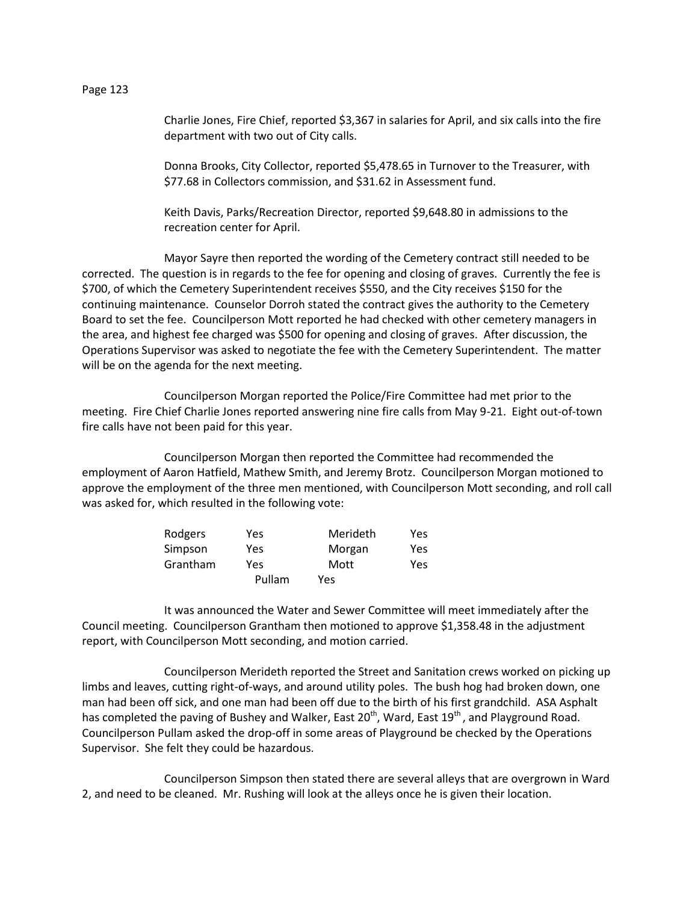Charlie Jones, Fire Chief, reported $3,367 in salaries for April, and six calls into the fire department with two out of City calls.

Donna Brooks, City Collector, reported $5,478.65 in Turnover to the Treasurer, with $77.68 in Collectors commission, and $31.62 in Assessment fund.

Keith Davis, Parks/Recreation Director, reported $9,648.80 in admissions to the recreation center for April.

Mayor Sayre then reported the wording of the Cemetery contract still needed to be corrected. The question is in regards to the fee for opening and closing of graves. Currently the fee is $700, of which the Cemetery Superintendent receives $550, and the City receives $150 for the continuing maintenance. Counselor Dorroh stated the contract gives the authority to the Cemetery Board to set the fee. Councilperson Mott reported he had checked with other cemetery managers in the area, and highest fee charged was $500 for opening and closing of graves. After discussion, the Operations Supervisor was asked to negotiate the fee with the Cemetery Superintendent. The matter will be on the agenda for the next meeting.

Councilperson Morgan reported the Police/Fire Committee had met prior to the meeting. Fire Chief Charlie Jones reported answering nine fire calls from May 9-21. Eight out-of-town fire calls have not been paid for this year.

Councilperson Morgan then reported the Committee had recommended the employment of Aaron Hatfield, Mathew Smith, and Jeremy Brotz. Councilperson Morgan motioned to approve the employment of the three men mentioned, with Councilperson Mott seconding, and roll call was asked for, which resulted in the following vote:

| | | | |
|---|---|---|---|
| Rodgers | Yes | Merideth | Yes |
| Simpson | Yes | Morgan | Yes |
| Grantham | Yes | Mott | Yes |
| Pullam | Yes | | |

It was announced the Water and Sewer Committee will meet immediately after the Council meeting. Councilperson Grantham then motioned to approve $1,358.48 in the adjustment report, with Councilperson Mott seconding, and motion carried.

Councilperson Merideth reported the Street and Sanitation crews worked on picking up limbs and leaves, cutting right-of-ways, and around utility poles. The bush hog had broken down, one man had been off sick, and one man had been off due to the birth of his first grandchild. ASA Asphalt has completed the paving of Bushey and Walker, East 20th, Ward, East 19th, and Playground Road. Councilperson Pullam asked the drop-off in some areas of Playground be checked by the Operations Supervisor. She felt they could be hazardous.

Councilperson Simpson then stated there are several alleys that are overgrown in Ward 2, and need to be cleaned. Mr. Rushing will look at the alleys once he is given their location.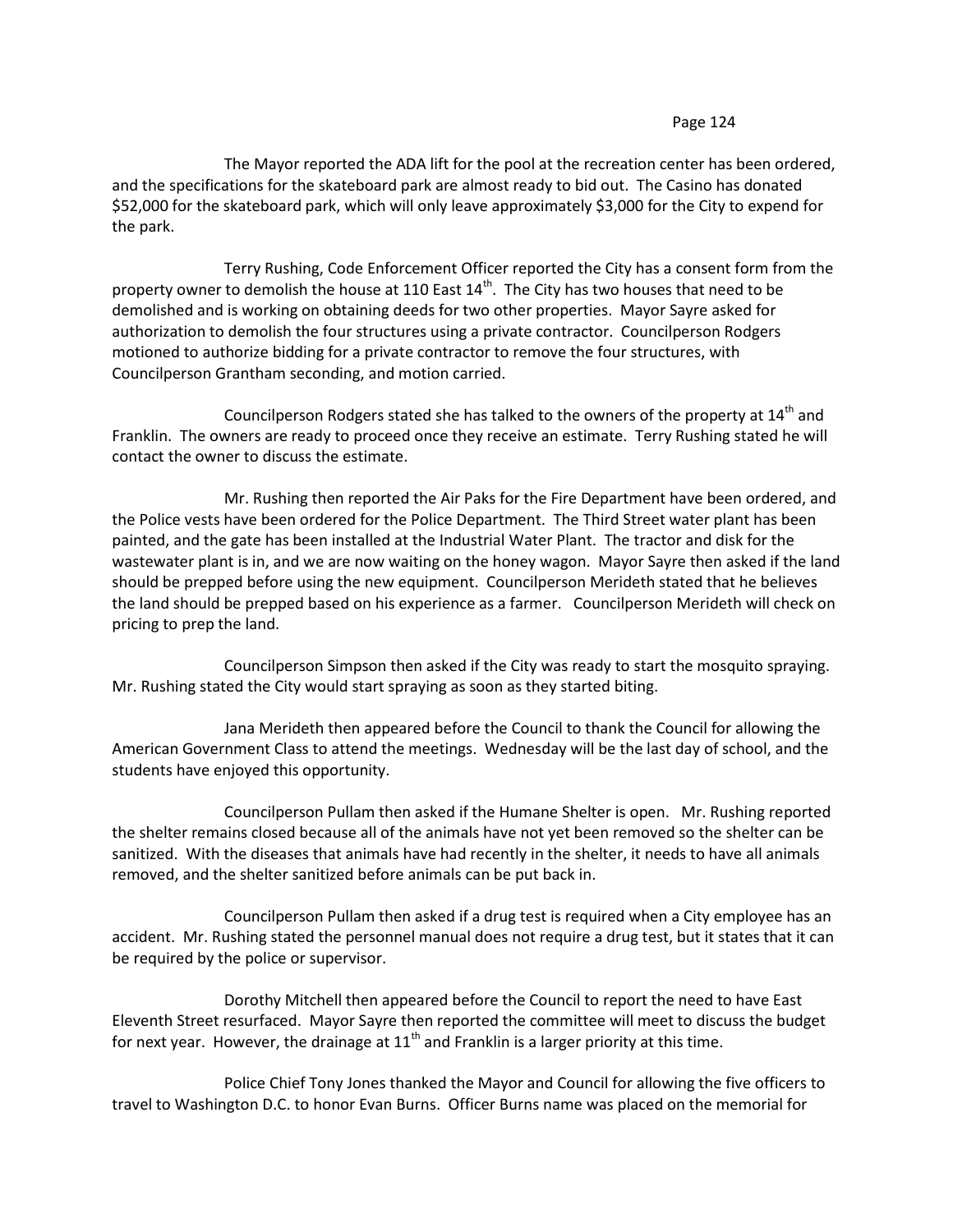The Mayor reported the ADA lift for the pool at the recreation center has been ordered, and the specifications for the skateboard park are almost ready to bid out. The Casino has donated $52,000 for the skateboard park, which will only leave approximately $3,000 for the City to expend for the park.

Terry Rushing, Code Enforcement Officer reported the City has a consent form from the property owner to demolish the house at 110 East 14th. The City has two houses that need to be demolished and is working on obtaining deeds for two other properties. Mayor Sayre asked for authorization to demolish the four structures using a private contractor. Councilperson Rodgers motioned to authorize bidding for a private contractor to remove the four structures, with Councilperson Grantham seconding, and motion carried.

Councilperson Rodgers stated she has talked to the owners of the property at 14th and Franklin. The owners are ready to proceed once they receive an estimate. Terry Rushing stated he will contact the owner to discuss the estimate.

Mr. Rushing then reported the Air Paks for the Fire Department have been ordered, and the Police vests have been ordered for the Police Department. The Third Street water plant has been painted, and the gate has been installed at the Industrial Water Plant. The tractor and disk for the wastewater plant is in, and we are now waiting on the honey wagon. Mayor Sayre then asked if the land should be prepped before using the new equipment. Councilperson Merideth stated that he believes the land should be prepped based on his experience as a farmer. Councilperson Merideth will check on pricing to prep the land.

Councilperson Simpson then asked if the City was ready to start the mosquito spraying. Mr. Rushing stated the City would start spraying as soon as they started biting.

Jana Merideth then appeared before the Council to thank the Council for allowing the American Government Class to attend the meetings. Wednesday will be the last day of school, and the students have enjoyed this opportunity.

Councilperson Pullam then asked if the Humane Shelter is open. Mr. Rushing reported the shelter remains closed because all of the animals have not yet been removed so the shelter can be sanitized. With the diseases that animals have had recently in the shelter, it needs to have all animals removed, and the shelter sanitized before animals can be put back in.

Councilperson Pullam then asked if a drug test is required when a City employee has an accident. Mr. Rushing stated the personnel manual does not require a drug test, but it states that it can be required by the police or supervisor.

Dorothy Mitchell then appeared before the Council to report the need to have East Eleventh Street resurfaced. Mayor Sayre then reported the committee will meet to discuss the budget for next year. However, the drainage at 11th and Franklin is a larger priority at this time.

Police Chief Tony Jones thanked the Mayor and Council for allowing the five officers to travel to Washington D.C. to honor Evan Burns. Officer Burns name was placed on the memorial for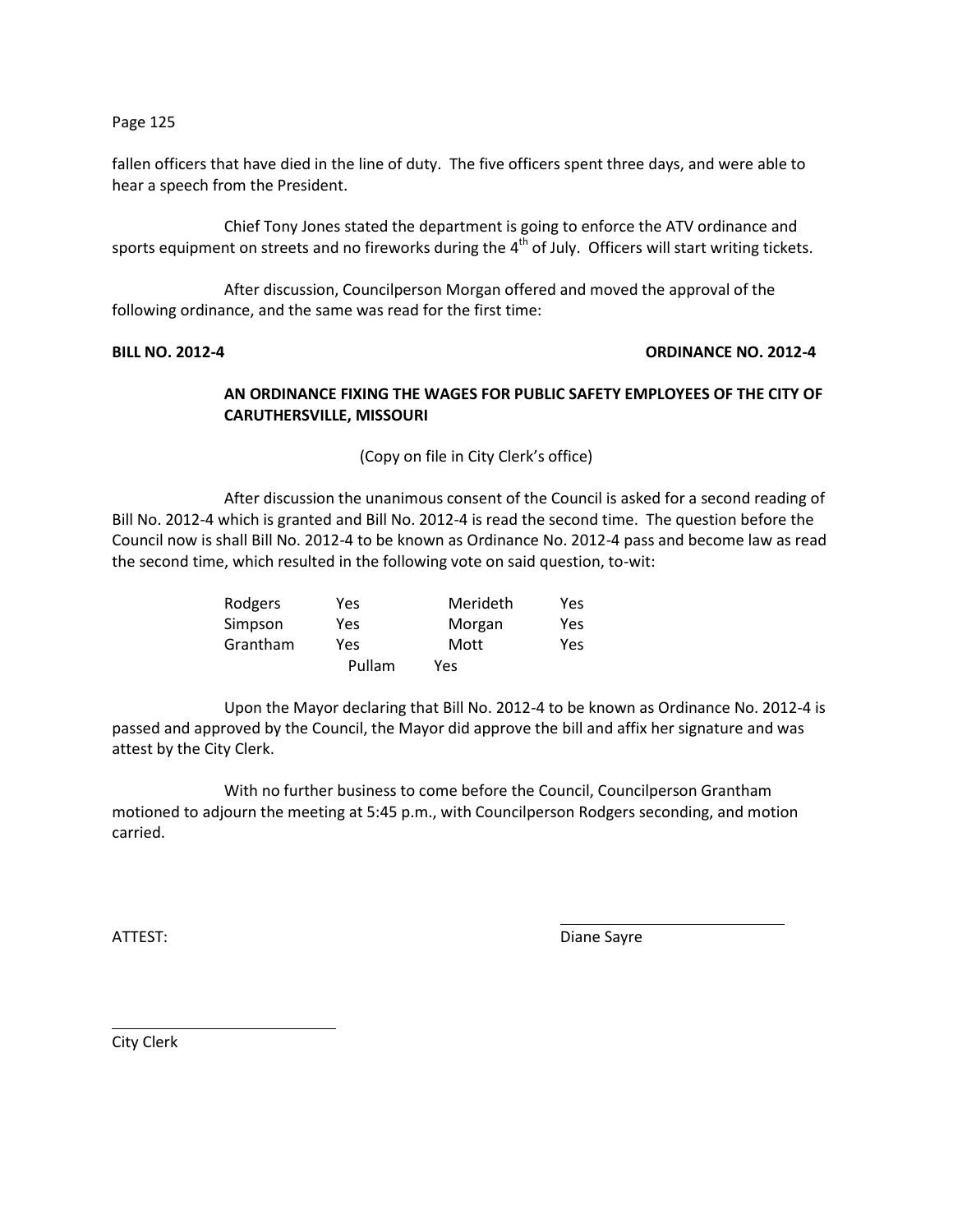fallen officers that have died in the line of duty. The five officers spent three days, and were able to hear a speech from the President.

Chief Tony Jones stated the department is going to enforce the ATV ordinance and sports equipment on streets and no fireworks during the 4th of July. Officers will start writing tickets.

After discussion, Councilperson Morgan offered and moved the approval of the following ordinance, and the same was read for the first time:

**BILL NO. 2012-4** **ORDINANCE NO. 2012-4**

**AN ORDINANCE FIXING THE WAGES FOR PUBLIC SAFETY EMPLOYEES OF THE CITY OF CARUTHERSVILLE, MISSOURI**

(Copy on file in City Clerk's office)

After discussion the unanimous consent of the Council is asked for a second reading of Bill No. 2012-4 which is granted and Bill No. 2012-4 is read the second time. The question before the Council now is shall Bill No. 2012-4 to be known as Ordinance No. 2012-4 pass and become law as read the second time, which resulted in the following vote on said question, to-wit:

| | | | |
|---|---|---|---|
| Rodgers | Yes | Merideth | Yes |
| Simpson | Yes | Morgan | Yes |
| Grantham | Yes | Mott | Yes |
| Pullam | Yes | | |

Upon the Mayor declaring that Bill No. 2012-4 to be known as Ordinance No. 2012-4 is passed and approved by the Council, the Mayor did approve the bill and affix her signature and was attest by the City Clerk.

With no further business to come before the Council, Councilperson Grantham motioned to adjourn the meeting at 5:45 p.m., with Councilperson Rodgers seconding, and motion carried.

ATTEST:

Diane Sayre

City Clerk